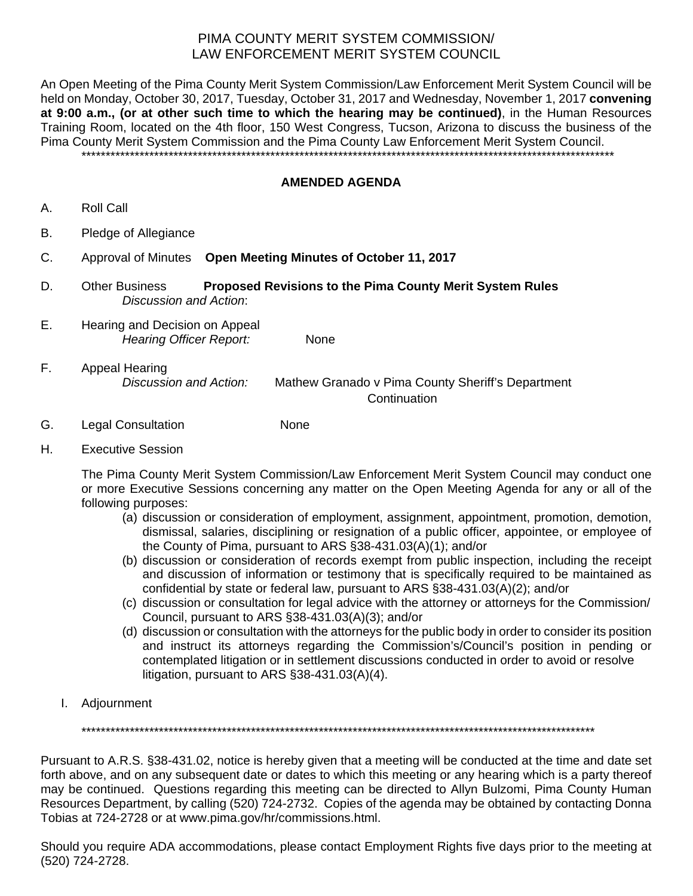# PIMA COUNTY MERIT SYSTEM COMMISSION/
# LAW ENFORCEMENT MERIT SYSTEM COUNCIL

An Open Meeting of the Pima County Merit System Commission/Law Enforcement Merit System Council will be held on Monday, October 30, 2017, Tuesday, October 31, 2017 and Wednesday, November 1, 2017 **convening at 9:00 a.m., (or at other such time to which the hearing may be continued)**, in the Human Resources Training Room, located on the 4th floor, 150 West Congress, Tucson, Arizona to discuss the business of the Pima County Merit System Commission and the Pima County Law Enforcement Merit System Council.

\*\*\*\*\*\*\*\*\*\*\*\*\*\*\*\*\*\*\*\*\*\*\*\*\*\*\*\*\*\*\*\*\*\*\*\*\*\*\*\*\*\*\*\*\*\*\*\*\*\*\*\*\*\*\*\*\*\*\*\*\*\*\*\*\*\*\*\*\*\*\*\*\*\*\*\*\*\*\*\*\*\*\*\*\*\*\*\*\*\*\*\*\*\*\*\*\*\*\*\*\*\*\*\*\*\*

## AMENDED AGENDA

A. Roll Call

B. Pledge of Allegiance

C. Approval of Minutes **Open Meeting Minutes of October 11, 2017**

D. Other Business **Proposed Revisions to the Pima County Merit System Rules**
   *Discussion and Action*:

E. Hearing and Decision on Appeal
   *Hearing Officer Report:* None

F. Appeal Hearing
   *Discussion and Action:* Mathew Granado v Pima County Sheriff's Department
   Continuation

G. Legal Consultation None

H. Executive Session

   The Pima County Merit System Commission/Law Enforcement Merit System Council may conduct one or more Executive Sessions concerning any matter on the Open Meeting Agenda for any or all of the following purposes:

   (a) discussion or consideration of employment, assignment, appointment, promotion, demotion, dismissal, salaries, disciplining or resignation of a public officer, appointee, or employee of the County of Pima, pursuant to ARS §38-431.03(A)(1); and/or
   (b) discussion or consideration of records exempt from public inspection, including the receipt and discussion of information or testimony that is specifically required to be maintained as confidential by state or federal law, pursuant to ARS §38-431.03(A)(2); and/or
   (c) discussion or consultation for legal advice with the attorney or attorneys for the Commission/ Council, pursuant to ARS §38-431.03(A)(3); and/or
   (d) discussion or consultation with the attorneys for the public body in order to consider its position and instruct its attorneys regarding the Commission's/Council's position in pending or contemplated litigation or in settlement discussions conducted in order to avoid or resolve litigation, pursuant to ARS §38-431.03(A)(4).

I. Adjournment

\*\*\*\*\*\*\*\*\*\*\*\*\*\*\*\*\*\*\*\*\*\*\*\*\*\*\*\*\*\*\*\*\*\*\*\*\*\*\*\*\*\*\*\*\*\*\*\*\*\*\*\*\*\*\*\*\*\*\*\*\*\*\*\*\*\*\*\*\*\*\*\*\*\*\*\*\*\*\*\*\*\*\*\*\*\*\*\*\*\*\*\*\*\*\*\*\*\*\*\*\*

Pursuant to A.R.S. §38-431.02, notice is hereby given that a meeting will be conducted at the time and date set forth above, and on any subsequent date or dates to which this meeting or any hearing which is a party thereof may be continued. Questions regarding this meeting can be directed to Allyn Bulzomi, Pima County Human Resources Department, by calling (520) 724-2732. Copies of the agenda may be obtained by contacting Donna Tobias at 724-2728 or at www.pima.gov/hr/commissions.html.

Should you require ADA accommodations, please contact Employment Rights five days prior to the meeting at (520) 724-2728.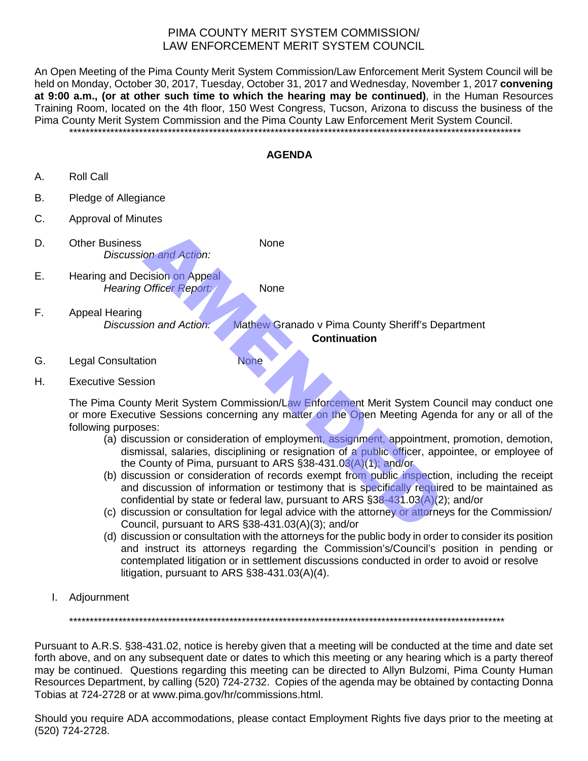# PIMA COUNTY MERIT SYSTEM COMMISSION/ LAW ENFORCEMENT MERIT SYSTEM COUNCIL

An Open Meeting of the Pima County Merit System Commission/Law Enforcement Merit System Council will be held on Monday, October 30, 2017, Tuesday, October 31, 2017 and Wednesday, November 1, 2017 **convening at 9:00 a.m., (or at other such time to which the hearing may be continued)**, in the Human Resources Training Room, located on the 4th floor, 150 West Congress, Tucson, Arizona to discuss the business of the Pima County Merit System Commission and the Pima County Law Enforcement Merit System Council.

\*\*\*\*\*\*\*\*\*\*\*\*\*\*\*\*\*\*\*\*\*\*\*\*\*\*\*\*\*\*\*\*\*\*\*\*\*\*\*\*\*\*\*\*\*\*\*\*\*\*\*\*\*\*\*\*\*\*\*\*\*\*\*\*\*\*\*\*\*\*\*\*\*\*\*\*\*\*\*\*\*\*\*\*\*\*\*\*\*\*\*\*\*\*\*\*\*\*\*\*\*\*\*\*\*\*\*\*\*

## AGENDA

A. Roll Call

B. Pledge of Allegiance

C. Approval of Minutes

D. Other Business — None
*Discussion and Action:*

E. Hearing and Decision on Appeal
*Hearing Officer Report:* None

F. Appeal Hearing
*Discussion and Action:* Mathew Granado v Pima County Sheriff's Department
**Continuation**

G. Legal Consultation — None

H. Executive Session

The Pima County Merit System Commission/Law Enforcement Merit System Council may conduct one or more Executive Sessions concerning any matter on the Open Meeting Agenda for any or all of the following purposes:

(a) discussion or consideration of employment, assignment, appointment, promotion, demotion, dismissal, salaries, disciplining or resignation of a public officer, appointee, or employee of the County of Pima, pursuant to ARS §38-431.03(A)(1); and/or

(b) discussion or consideration of records exempt from public inspection, including the receipt and discussion of information or testimony that is specifically required to be maintained as confidential by state or federal law, pursuant to ARS §38-431.03(A)(2); and/or

(c) discussion or consultation for legal advice with the attorney or attorneys for the Commission/ Council, pursuant to ARS §38-431.03(A)(3); and/or

(d) discussion or consultation with the attorneys for the public body in order to consider its position and instruct its attorneys regarding the Commission's/Council's position in pending or contemplated litigation or in settlement discussions conducted in order to avoid or resolve litigation, pursuant to ARS §38-431.03(A)(4).

I. Adjournment

\*\*\*\*\*\*\*\*\*\*\*\*\*\*\*\*\*\*\*\*\*\*\*\*\*\*\*\*\*\*\*\*\*\*\*\*\*\*\*\*\*\*\*\*\*\*\*\*\*\*\*\*\*\*\*\*\*\*\*\*\*\*\*\*\*\*\*\*\*\*\*\*\*\*\*\*\*\*\*\*\*\*\*\*\*\*\*\*\*\*\*\*\*\*\*\*\*\*\*\*\*\*\*\*\*\*\*\*\*

Pursuant to A.R.S. §38-431.02, notice is hereby given that a meeting will be conducted at the time and date set forth above, and on any subsequent date or dates to which this meeting or any hearing which is a party thereof may be continued. Questions regarding this meeting can be directed to Allyn Bulzomi, Pima County Human Resources Department, by calling (520) 724-2732. Copies of the agenda may be obtained by contacting Donna Tobias at 724-2728 or at www.pima.gov/hr/commissions.html.

Should you require ADA accommodations, please contact Employment Rights five days prior to the meeting at (520) 724-2728.

AMENDED